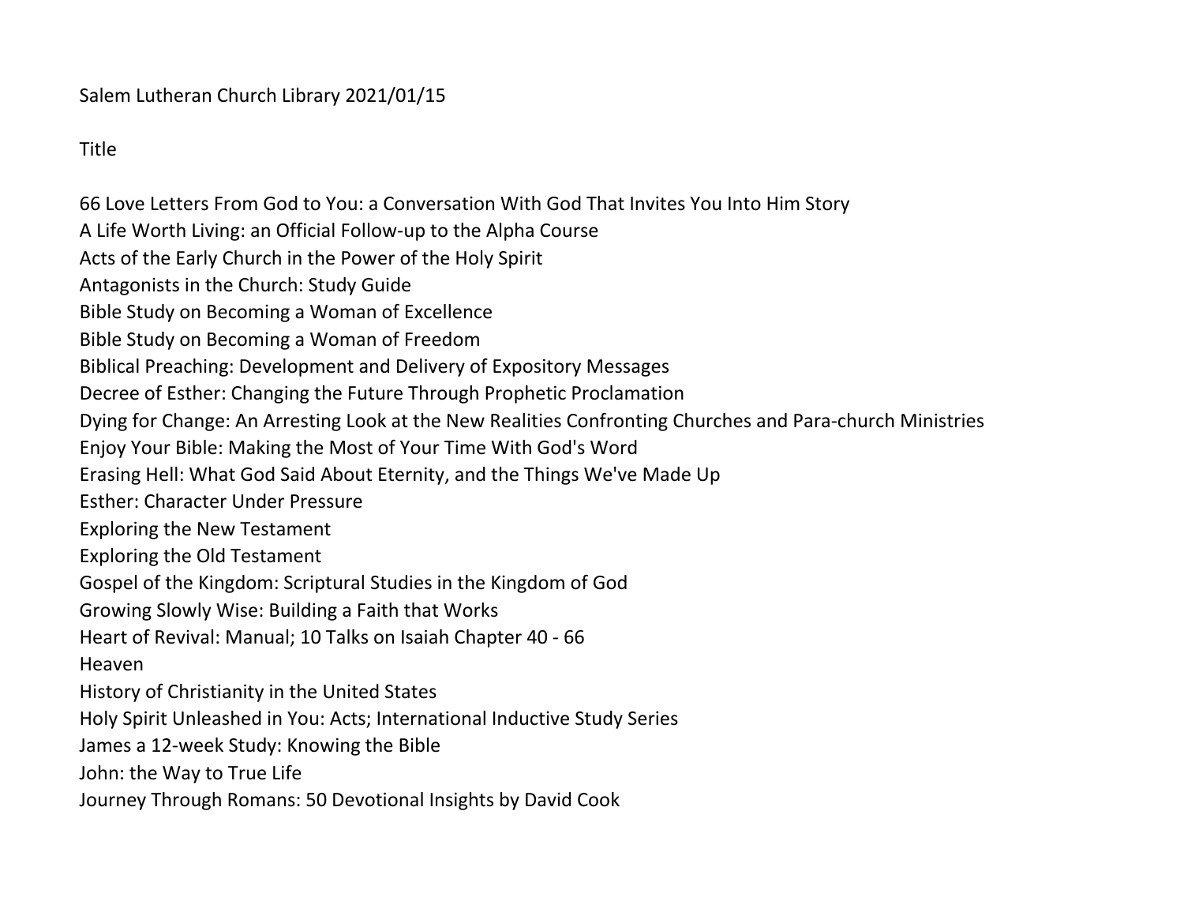Salem Lutheran Church Library 2021/01/15

Title

66 Love Letters From God to You: a Conversation With God That Invites You Into Him Story
A Life Worth Living: an Official Follow-up to the Alpha Course
Acts of the Early Church in the Power of the Holy Spirit
Antagonists in the Church: Study Guide
Bible Study on Becoming a Woman of Excellence
Bible Study on Becoming a Woman of Freedom
Biblical Preaching: Development and Delivery of Expository Messages
Decree of Esther: Changing the Future Through Prophetic Proclamation
Dying for Change: An Arresting Look at the New Realities Confronting Churches and Para-church Ministries
Enjoy Your Bible: Making the Most of Your Time With God's Word
Erasing Hell: What God Said About Eternity, and the Things We've Made Up
Esther: Character Under Pressure
Exploring the New Testament
Exploring the Old Testament
Gospel of the Kingdom: Scriptural Studies in the Kingdom of God
Growing Slowly Wise: Building a Faith that Works
Heart of Revival: Manual; 10 Talks on Isaiah Chapter 40 - 66
Heaven
History of Christianity in the United States
Holy Spirit Unleashed in You: Acts; International Inductive Study Series
James a 12-week Study: Knowing the Bible
John: the Way to True Life
Journey Through Romans: 50 Devotional Insights by David Cook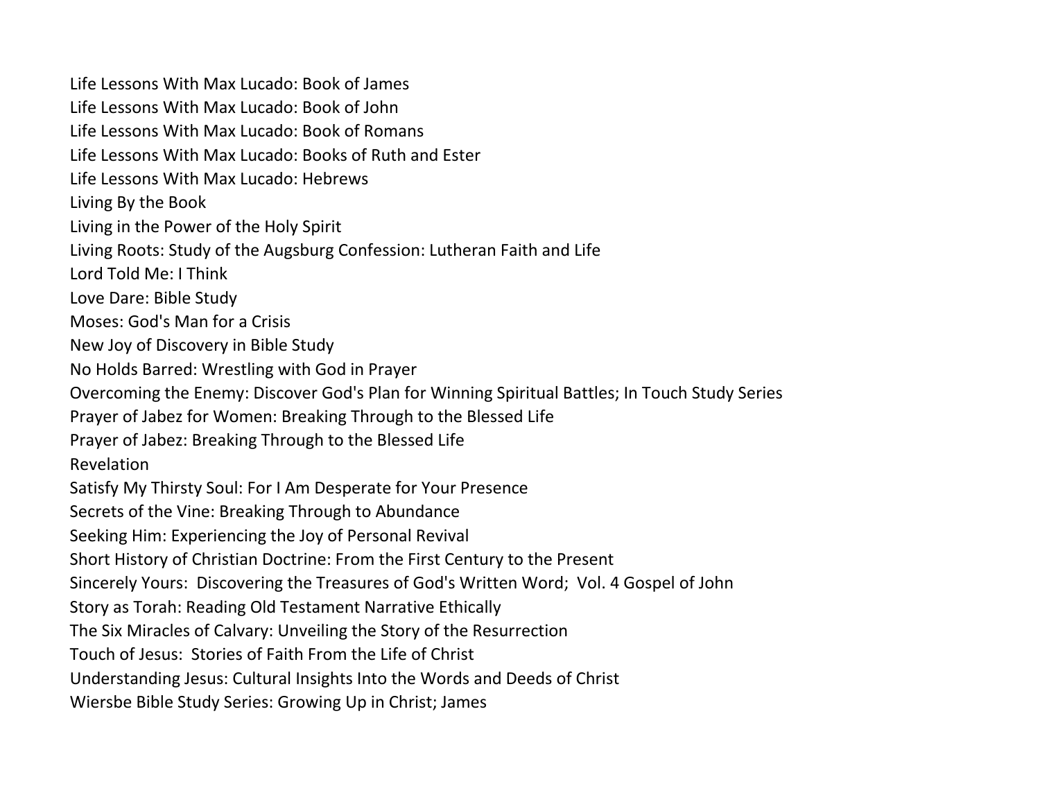Life Lessons With Max Lucado: Book of James
Life Lessons With Max Lucado: Book of John
Life Lessons With Max Lucado: Book of Romans
Life Lessons With Max Lucado: Books of Ruth and Ester
Life Lessons With Max Lucado: Hebrews
Living By the Book
Living in the Power of the Holy Spirit
Living Roots: Study of the Augsburg Confession: Lutheran Faith and Life
Lord Told Me: I Think
Love Dare: Bible Study
Moses: God's Man for a Crisis
New Joy of Discovery in Bible Study
No Holds Barred: Wrestling with God in Prayer
Overcoming the Enemy: Discover God's Plan for Winning Spiritual Battles; In Touch Study Series
Prayer of Jabez for Women: Breaking Through to the Blessed Life
Prayer of Jabez: Breaking Through to the Blessed Life
Revelation
Satisfy My Thirsty Soul: For I Am Desperate for Your Presence
Secrets of the Vine: Breaking Through to Abundance
Seeking Him: Experiencing the Joy of Personal Revival
Short History of Christian Doctrine: From the First Century to the Present
Sincerely Yours:  Discovering the Treasures of God's Written Word;  Vol. 4 Gospel of John
Story as Torah: Reading Old Testament Narrative Ethically
The Six Miracles of Calvary: Unveiling the Story of the Resurrection
Touch of Jesus:  Stories of Faith From the Life of Christ
Understanding Jesus: Cultural Insights Into the Words and Deeds of Christ
Wiersbe Bible Study Series: Growing Up in Christ; James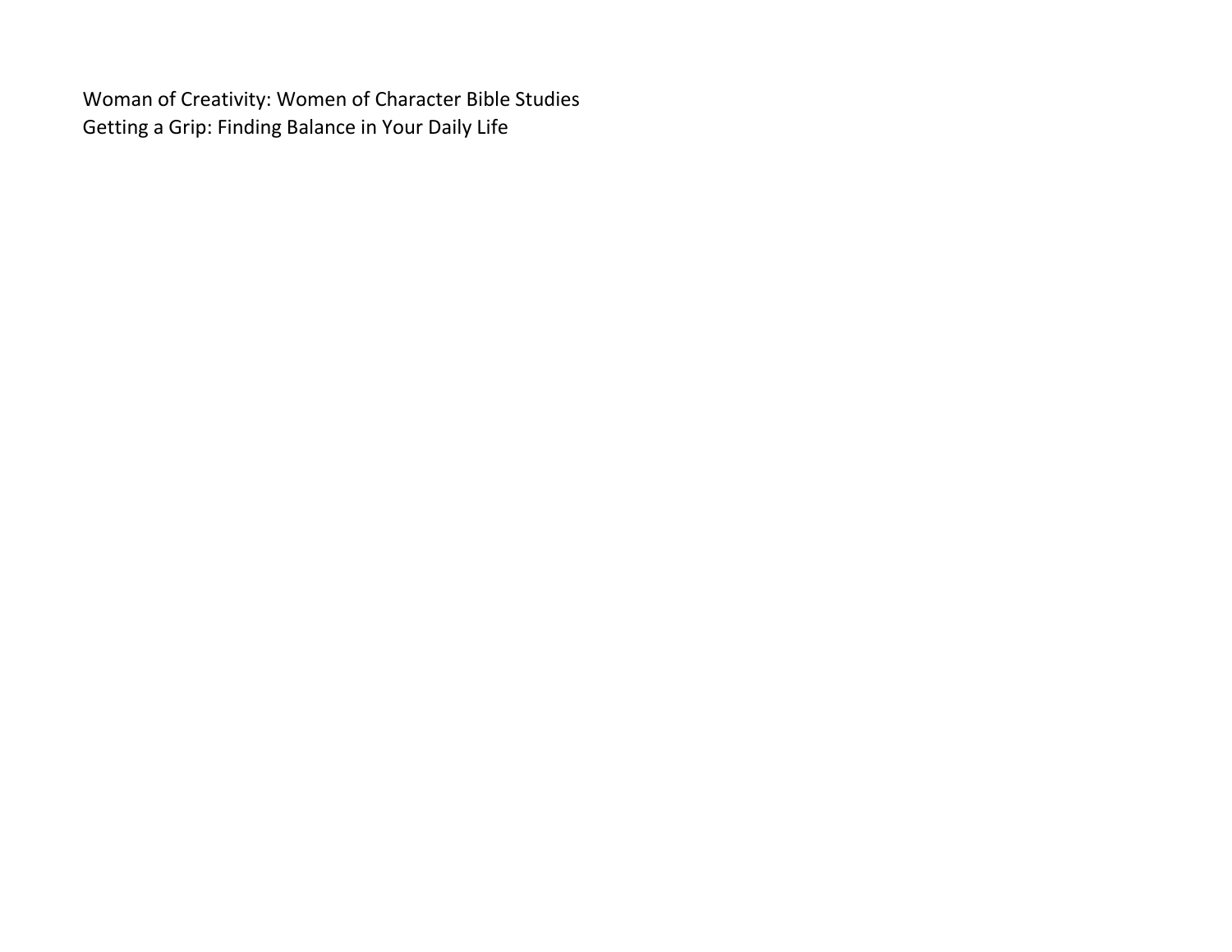Woman of Creativity: Women of Character Bible Studies
Getting a Grip: Finding Balance in Your Daily Life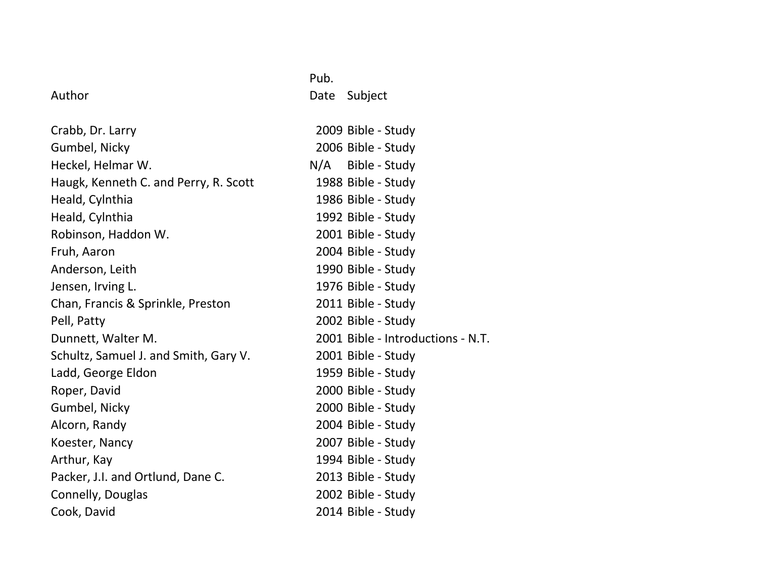| Author | Pub. Date | Subject |
| --- | --- | --- |
| Crabb, Dr. Larry | 2009 | Bible - Study |
| Gumbel, Nicky | 2006 | Bible - Study |
| Heckel, Helmar W. | N/A | Bible - Study |
| Haugk, Kenneth C. and Perry, R. Scott | 1988 | Bible - Study |
| Heald, Cylnthia | 1986 | Bible - Study |
| Heald, Cylnthia | 1992 | Bible - Study |
| Robinson, Haddon W. | 2001 | Bible - Study |
| Fruh, Aaron | 2004 | Bible - Study |
| Anderson, Leith | 1990 | Bible - Study |
| Jensen, Irving L. | 1976 | Bible - Study |
| Chan, Francis & Sprinkle, Preston | 2011 | Bible - Study |
| Pell, Patty | 2002 | Bible - Study |
| Dunnett, Walter M. | 2001 | Bible - Introductions - N.T. |
| Schultz, Samuel J. and Smith, Gary V. | 2001 | Bible - Study |
| Ladd, George Eldon | 1959 | Bible - Study |
| Roper, David | 2000 | Bible - Study |
| Gumbel, Nicky | 2000 | Bible - Study |
| Alcorn, Randy | 2004 | Bible - Study |
| Koester, Nancy | 2007 | Bible - Study |
| Arthur, Kay | 1994 | Bible - Study |
| Packer, J.I. and Ortlund, Dane C. | 2013 | Bible - Study |
| Connelly, Douglas | 2002 | Bible - Study |
| Cook, David | 2014 | Bible - Study |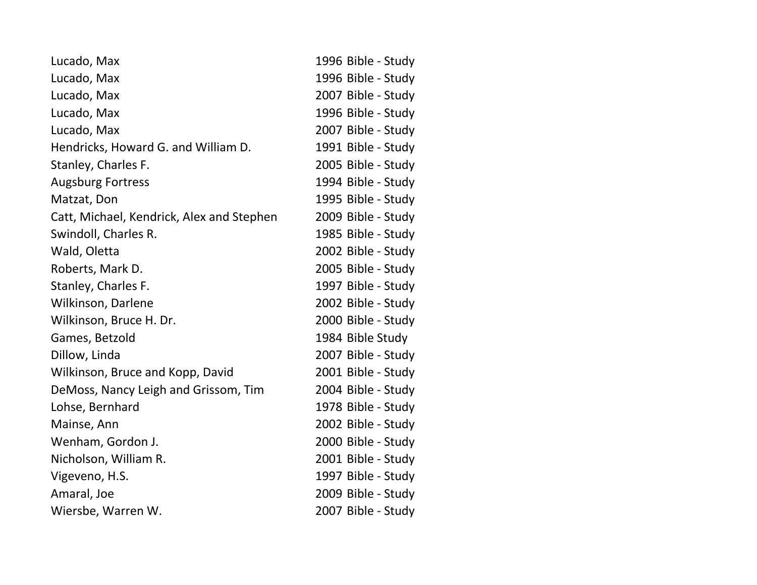| | | |
|---|---|---|
| Lucado, Max | 1996 | Bible - Study |
| Lucado, Max | 1996 | Bible - Study |
| Lucado, Max | 2007 | Bible - Study |
| Lucado, Max | 1996 | Bible - Study |
| Lucado, Max | 2007 | Bible - Study |
| Hendricks, Howard G. and William D. | 1991 | Bible - Study |
| Stanley, Charles F. | 2005 | Bible - Study |
| Augsburg Fortress | 1994 | Bible - Study |
| Matzat, Don | 1995 | Bible - Study |
| Catt, Michael, Kendrick, Alex and Stephen | 2009 | Bible - Study |
| Swindoll, Charles R. | 1985 | Bible - Study |
| Wald, Oletta | 2002 | Bible - Study |
| Roberts, Mark D. | 2005 | Bible - Study |
| Stanley, Charles F. | 1997 | Bible - Study |
| Wilkinson, Darlene | 2002 | Bible - Study |
| Wilkinson, Bruce H. Dr. | 2000 | Bible - Study |
| Games, Betzold | 1984 | Bible Study |
| Dillow, Linda | 2007 | Bible - Study |
| Wilkinson, Bruce and Kopp, David | 2001 | Bible - Study |
| DeMoss, Nancy Leigh and Grissom, Tim | 2004 | Bible - Study |
| Lohse, Bernhard | 1978 | Bible - Study |
| Mainse, Ann | 2002 | Bible - Study |
| Wenham, Gordon J. | 2000 | Bible - Study |
| Nicholson, William R. | 2001 | Bible - Study |
| Vigeveno, H.S. | 1997 | Bible - Study |
| Amaral, Joe | 2009 | Bible - Study |
| Wiersbe, Warren W. | 2007 | Bible - Study |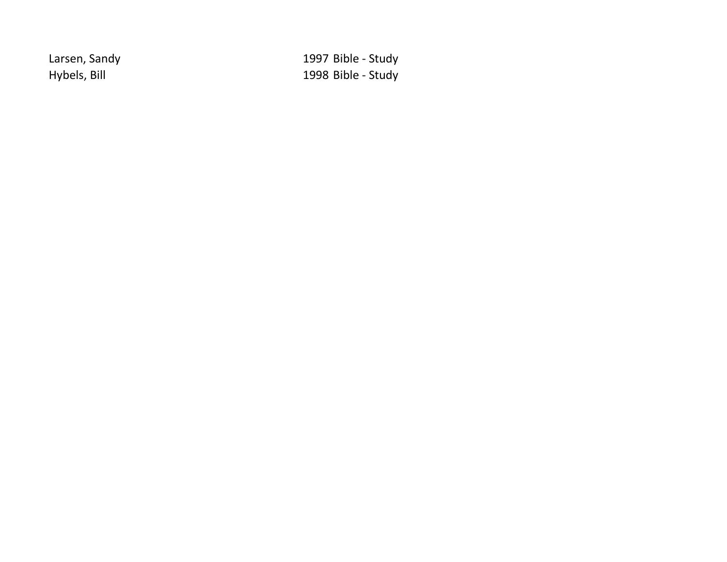| | | |
|---|---|---|
| Larsen, Sandy | 1997 | Bible - Study |
| Hybels, Bill | 1998 | Bible - Study |